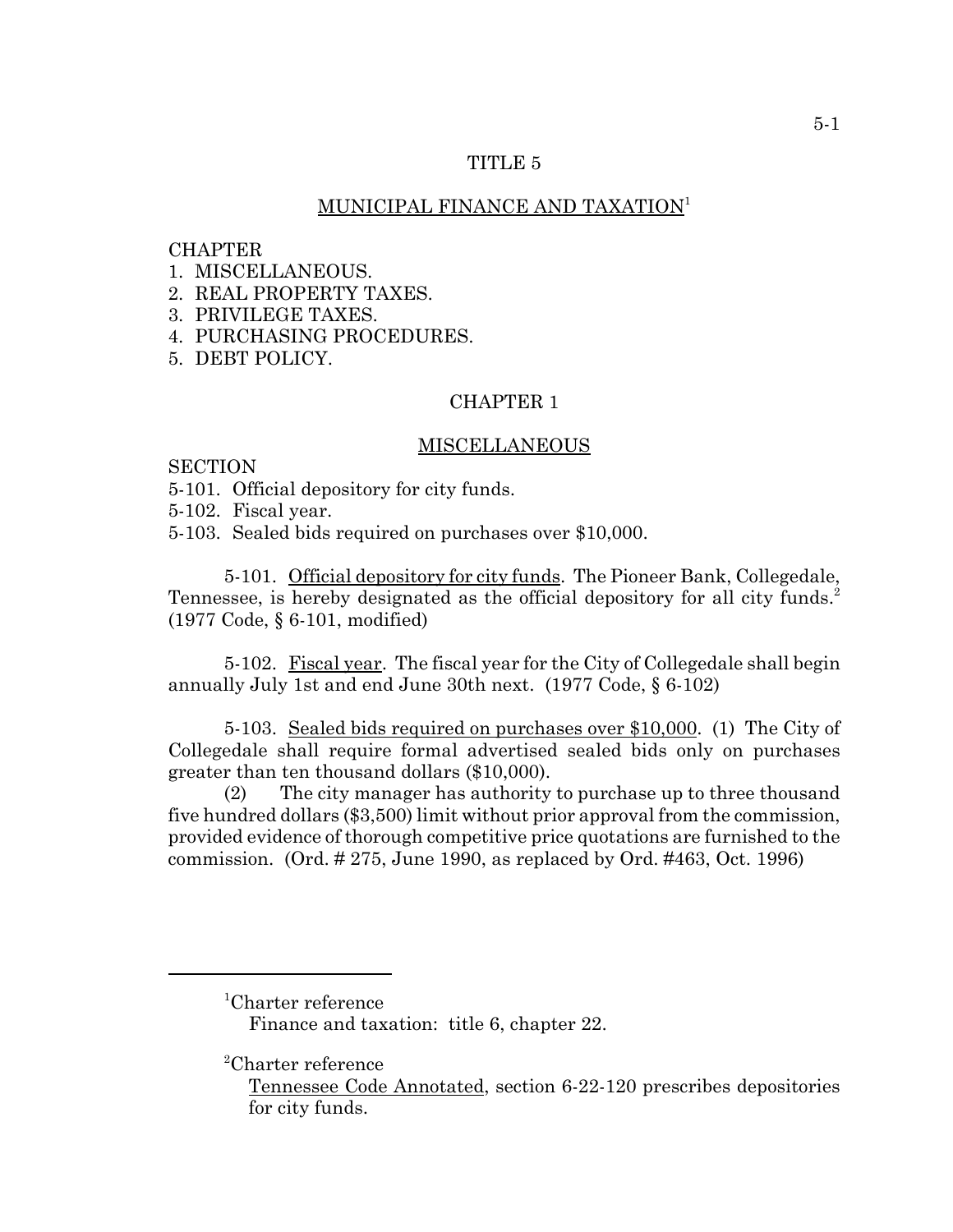# TITLE 5

## MUNICIPAL FINANCE AND TAXATION[1]

CHAPTER
1. MISCELLANEOUS.
2. REAL PROPERTY TAXES.
3. PRIVILEGE TAXES.
4. PURCHASING PROCEDURES.
5. DEBT POLICY.

## CHAPTER 1

## MISCELLANEOUS

SECTION
5-101. Official depository for city funds.
5-102. Fiscal year.
5-103. Sealed bids required on purchases over $10,000.

5-101. Official depository for city funds. The Pioneer Bank, Collegedale, Tennessee, is hereby designated as the official depository for all city funds.[2] (1977 Code, § 6-101, modified)

5-102. Fiscal year. The fiscal year for the City of Collegedale shall begin annually July 1st and end June 30th next. (1977 Code, § 6-102)

5-103. Sealed bids required on purchases over $10,000. (1) The City of Collegedale shall require formal advertised sealed bids only on purchases greater than ten thousand dollars ($10,000).

(2) The city manager has authority to purchase up to three thousand five hundred dollars ($3,500) limit without prior approval from the commission, provided evidence of thorough competitive price quotations are furnished to the commission. (Ord. # 275, June 1990, as replaced by Ord. #463, Oct. 1996)

---

[1]Charter reference
Finance and taxation: title 6, chapter 22.

[2]Charter reference
Tennessee Code Annotated, section 6-22-120 prescribes depositories for city funds.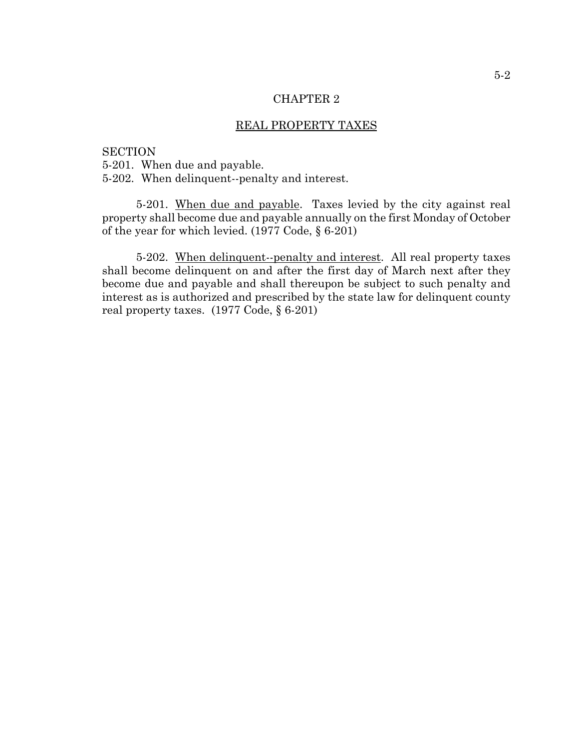# CHAPTER 2

## REAL PROPERTY TAXES

SECTION
5-201. When due and payable.
5-202. When delinquent--penalty and interest.

5-201. When due and payable. Taxes levied by the city against real property shall become due and payable annually on the first Monday of October of the year for which levied. (1977 Code, § 6-201)

5-202. When delinquent--penalty and interest. All real property taxes shall become delinquent on and after the first day of March next after they become due and payable and shall thereupon be subject to such penalty and interest as is authorized and prescribed by the state law for delinquent county real property taxes. (1977 Code, § 6-201)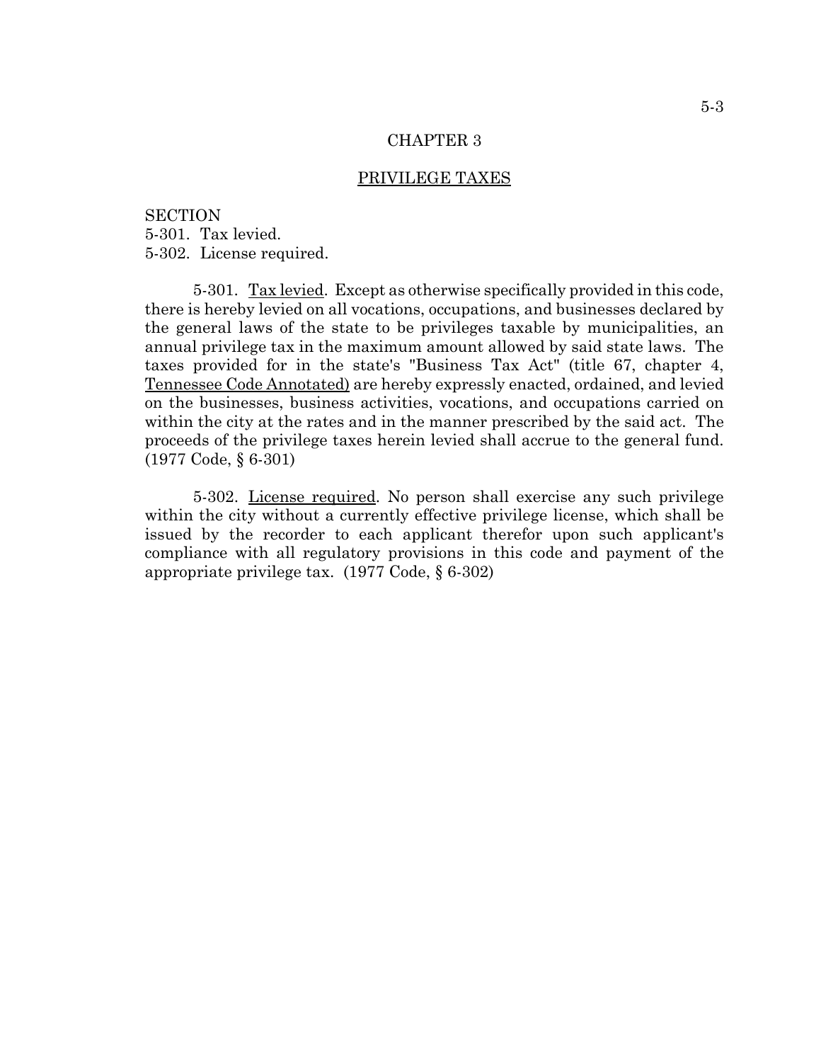# CHAPTER 3

## PRIVILEGE TAXES

SECTION
5-301. Tax levied.
5-302. License required.

5-301. Tax levied. Except as otherwise specifically provided in this code, there is hereby levied on all vocations, occupations, and businesses declared by the general laws of the state to be privileges taxable by municipalities, an annual privilege tax in the maximum amount allowed by said state laws. The taxes provided for in the state's "Business Tax Act" (title 67, chapter 4, Tennessee Code Annotated) are hereby expressly enacted, ordained, and levied on the businesses, business activities, vocations, and occupations carried on within the city at the rates and in the manner prescribed by the said act. The proceeds of the privilege taxes herein levied shall accrue to the general fund. (1977 Code, § 6-301)

5-302. License required. No person shall exercise any such privilege within the city without a currently effective privilege license, which shall be issued by the recorder to each applicant therefor upon such applicant's compliance with all regulatory provisions in this code and payment of the appropriate privilege tax. (1977 Code, § 6-302)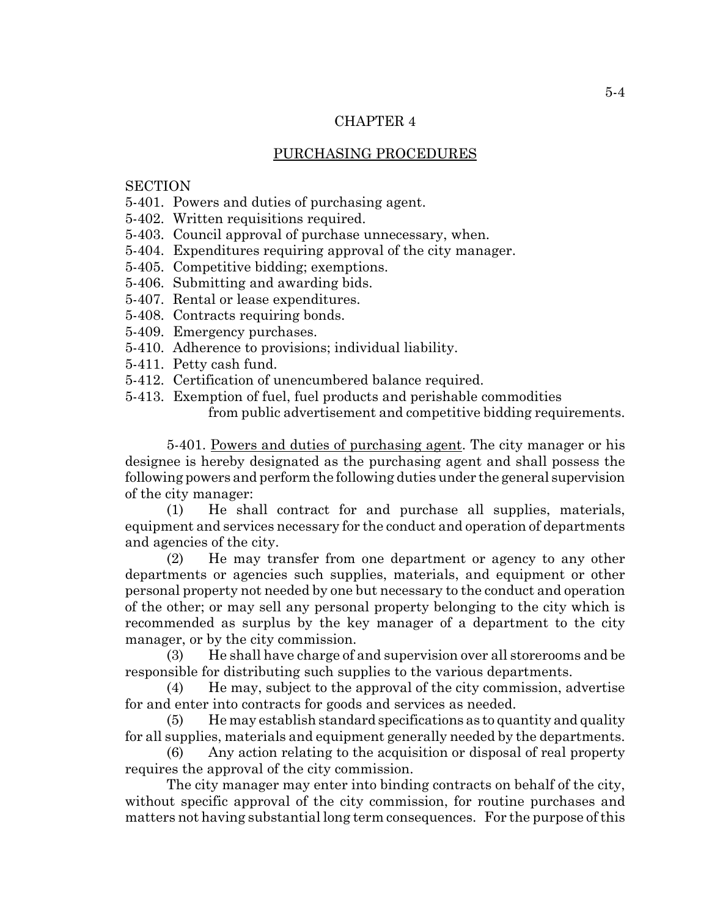# CHAPTER 4

## PURCHASING PROCEDURES

SECTION
5-401. Powers and duties of purchasing agent.
5-402. Written requisitions required.
5-403. Council approval of purchase unnecessary, when.
5-404. Expenditures requiring approval of the city manager.
5-405. Competitive bidding; exemptions.
5-406. Submitting and awarding bids.
5-407. Rental or lease expenditures.
5-408. Contracts requiring bonds.
5-409. Emergency purchases.
5-410. Adherence to provisions; individual liability.
5-411. Petty cash fund.
5-412. Certification of unencumbered balance required.
5-413. Exemption of fuel, fuel products and perishable commodities from public advertisement and competitive bidding requirements.

5-401. Powers and duties of purchasing agent. The city manager or his designee is hereby designated as the purchasing agent and shall possess the following powers and perform the following duties under the general supervision of the city manager:

(1) He shall contract for and purchase all supplies, materials, equipment and services necessary for the conduct and operation of departments and agencies of the city.

(2) He may transfer from one department or agency to any other departments or agencies such supplies, materials, and equipment or other personal property not needed by one but necessary to the conduct and operation of the other; or may sell any personal property belonging to the city which is recommended as surplus by the key manager of a department to the city manager, or by the city commission.

(3) He shall have charge of and supervision over all storerooms and be responsible for distributing such supplies to the various departments.

(4) He may, subject to the approval of the city commission, advertise for and enter into contracts for goods and services as needed.

(5) He may establish standard specifications as to quantity and quality for all supplies, materials and equipment generally needed by the departments.

(6) Any action relating to the acquisition or disposal of real property requires the approval of the city commission.

The city manager may enter into binding contracts on behalf of the city, without specific approval of the city commission, for routine purchases and matters not having substantial long term consequences. For the purpose of this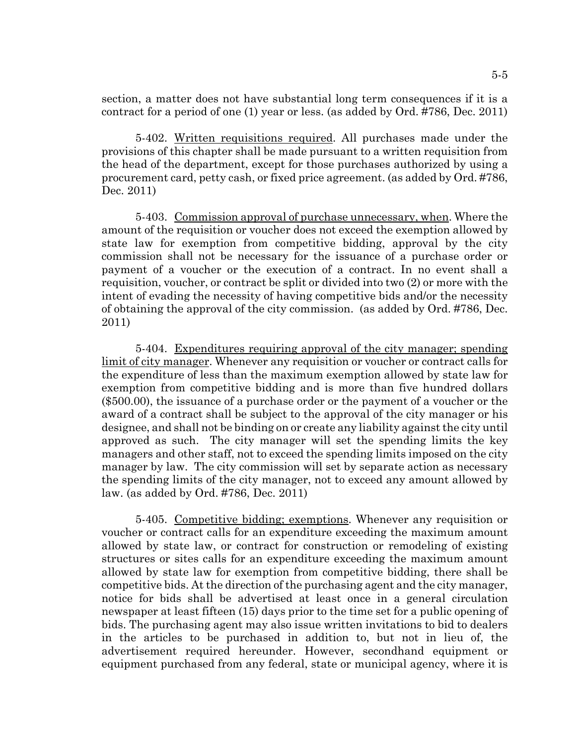section, a matter does not have substantial long term consequences if it is a contract for a period of one (1) year or less. (as added by Ord. #786, Dec. 2011)

5-402. Written requisitions required. All purchases made under the provisions of this chapter shall be made pursuant to a written requisition from the head of the department, except for those purchases authorized by using a procurement card, petty cash, or fixed price agreement. (as added by Ord. #786, Dec. 2011)

5-403. Commission approval of purchase unnecessary, when. Where the amount of the requisition or voucher does not exceed the exemption allowed by state law for exemption from competitive bidding, approval by the city commission shall not be necessary for the issuance of a purchase order or payment of a voucher or the execution of a contract. In no event shall a requisition, voucher, or contract be split or divided into two (2) or more with the intent of evading the necessity of having competitive bids and/or the necessity of obtaining the approval of the city commission. (as added by Ord. #786, Dec. 2011)

5-404. Expenditures requiring approval of the city manager; spending limit of city manager. Whenever any requisition or voucher or contract calls for the expenditure of less than the maximum exemption allowed by state law for exemption from competitive bidding and is more than five hundred dollars ($500.00), the issuance of a purchase order or the payment of a voucher or the award of a contract shall be subject to the approval of the city manager or his designee, and shall not be binding on or create any liability against the city until approved as such. The city manager will set the spending limits the key managers and other staff, not to exceed the spending limits imposed on the city manager by law. The city commission will set by separate action as necessary the spending limits of the city manager, not to exceed any amount allowed by law. (as added by Ord. #786, Dec. 2011)

5-405. Competitive bidding; exemptions. Whenever any requisition or voucher or contract calls for an expenditure exceeding the maximum amount allowed by state law, or contract for construction or remodeling of existing structures or sites calls for an expenditure exceeding the maximum amount allowed by state law for exemption from competitive bidding, there shall be competitive bids. At the direction of the purchasing agent and the city manager, notice for bids shall be advertised at least once in a general circulation newspaper at least fifteen (15) days prior to the time set for a public opening of bids. The purchasing agent may also issue written invitations to bid to dealers in the articles to be purchased in addition to, but not in lieu of, the advertisement required hereunder. However, secondhand equipment or equipment purchased from any federal, state or municipal agency, where it is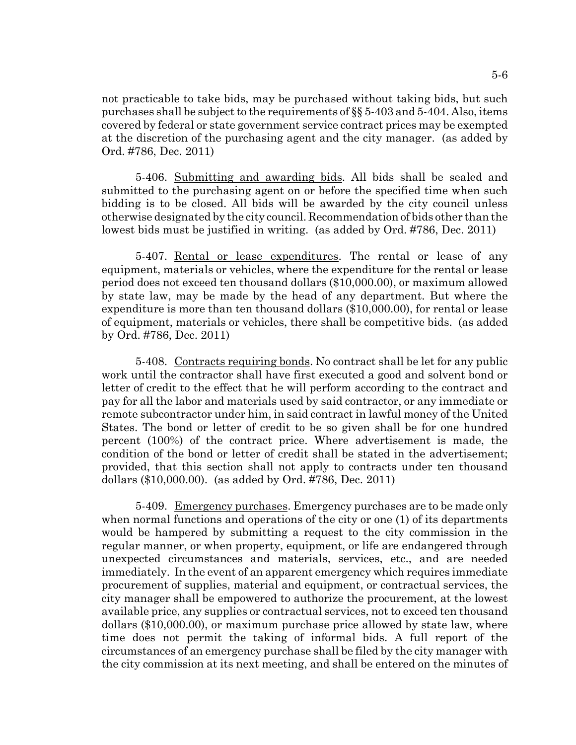not practicable to take bids, may be purchased without taking bids, but such purchases shall be subject to the requirements of §§ 5-403 and 5-404. Also, items covered by federal or state government service contract prices may be exempted at the discretion of the purchasing agent and the city manager. (as added by Ord. #786, Dec. 2011)

5-406. Submitting and awarding bids. All bids shall be sealed and submitted to the purchasing agent on or before the specified time when such bidding is to be closed. All bids will be awarded by the city council unless otherwise designated by the city council. Recommendation of bids other than the lowest bids must be justified in writing. (as added by Ord. #786, Dec. 2011)

5-407. Rental or lease expenditures. The rental or lease of any equipment, materials or vehicles, where the expenditure for the rental or lease period does not exceed ten thousand dollars ($10,000.00), or maximum allowed by state law, may be made by the head of any department. But where the expenditure is more than ten thousand dollars ($10,000.00), for rental or lease of equipment, materials or vehicles, there shall be competitive bids. (as added by Ord. #786, Dec. 2011)

5-408. Contracts requiring bonds. No contract shall be let for any public work until the contractor shall have first executed a good and solvent bond or letter of credit to the effect that he will perform according to the contract and pay for all the labor and materials used by said contractor, or any immediate or remote subcontractor under him, in said contract in lawful money of the United States. The bond or letter of credit to be so given shall be for one hundred percent (100%) of the contract price. Where advertisement is made, the condition of the bond or letter of credit shall be stated in the advertisement; provided, that this section shall not apply to contracts under ten thousand dollars ($10,000.00). (as added by Ord. #786, Dec. 2011)

5-409. Emergency purchases. Emergency purchases are to be made only when normal functions and operations of the city or one (1) of its departments would be hampered by submitting a request to the city commission in the regular manner, or when property, equipment, or life are endangered through unexpected circumstances and materials, services, etc., and are needed immediately. In the event of an apparent emergency which requires immediate procurement of supplies, material and equipment, or contractual services, the city manager shall be empowered to authorize the procurement, at the lowest available price, any supplies or contractual services, not to exceed ten thousand dollars ($10,000.00), or maximum purchase price allowed by state law, where time does not permit the taking of informal bids. A full report of the circumstances of an emergency purchase shall be filed by the city manager with the city commission at its next meeting, and shall be entered on the minutes of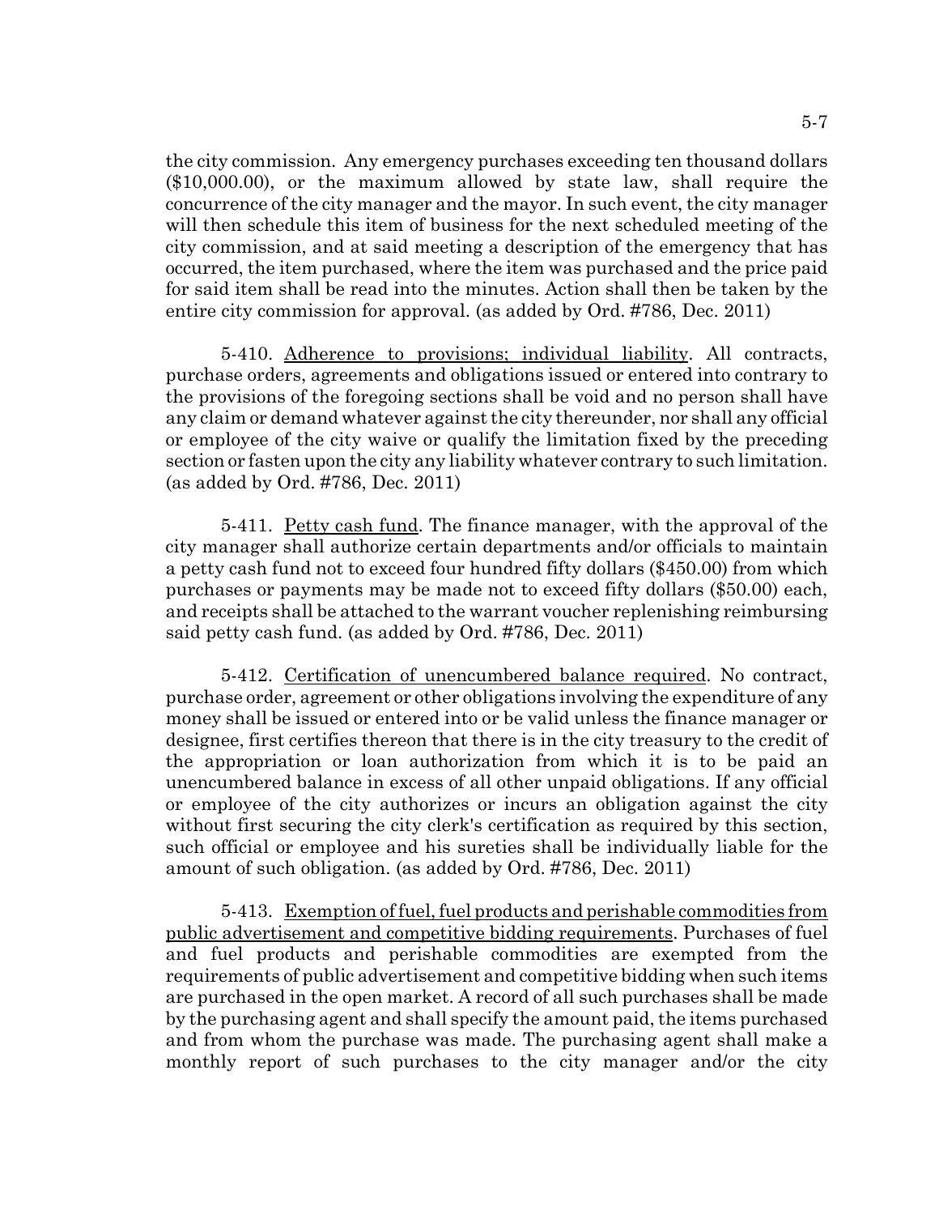the city commission. Any emergency purchases exceeding ten thousand dollars ($10,000.00), or the maximum allowed by state law, shall require the concurrence of the city manager and the mayor. In such event, the city manager will then schedule this item of business for the next scheduled meeting of the city commission, and at said meeting a description of the emergency that has occurred, the item purchased, where the item was purchased and the price paid for said item shall be read into the minutes. Action shall then be taken by the entire city commission for approval. (as added by Ord. #786, Dec. 2011)

5-410. Adherence to provisions; individual liability. All contracts, purchase orders, agreements and obligations issued or entered into contrary to the provisions of the foregoing sections shall be void and no person shall have any claim or demand whatever against the city thereunder, nor shall any official or employee of the city waive or qualify the limitation fixed by the preceding section or fasten upon the city any liability whatever contrary to such limitation. (as added by Ord. #786, Dec. 2011)

5-411. Petty cash fund. The finance manager, with the approval of the city manager shall authorize certain departments and/or officials to maintain a petty cash fund not to exceed four hundred fifty dollars ($450.00) from which purchases or payments may be made not to exceed fifty dollars ($50.00) each, and receipts shall be attached to the warrant voucher replenishing reimbursing said petty cash fund. (as added by Ord. #786, Dec. 2011)

5-412. Certification of unencumbered balance required. No contract, purchase order, agreement or other obligations involving the expenditure of any money shall be issued or entered into or be valid unless the finance manager or designee, first certifies thereon that there is in the city treasury to the credit of the appropriation or loan authorization from which it is to be paid an unencumbered balance in excess of all other unpaid obligations. If any official or employee of the city authorizes or incurs an obligation against the city without first securing the city clerk's certification as required by this section, such official or employee and his sureties shall be individually liable for the amount of such obligation. (as added by Ord. #786, Dec. 2011)

5-413. Exemption of fuel, fuel products and perishable commodities from public advertisement and competitive bidding requirements. Purchases of fuel and fuel products and perishable commodities are exempted from the requirements of public advertisement and competitive bidding when such items are purchased in the open market. A record of all such purchases shall be made by the purchasing agent and shall specify the amount paid, the items purchased and from whom the purchase was made. The purchasing agent shall make a monthly report of such purchases to the city manager and/or the city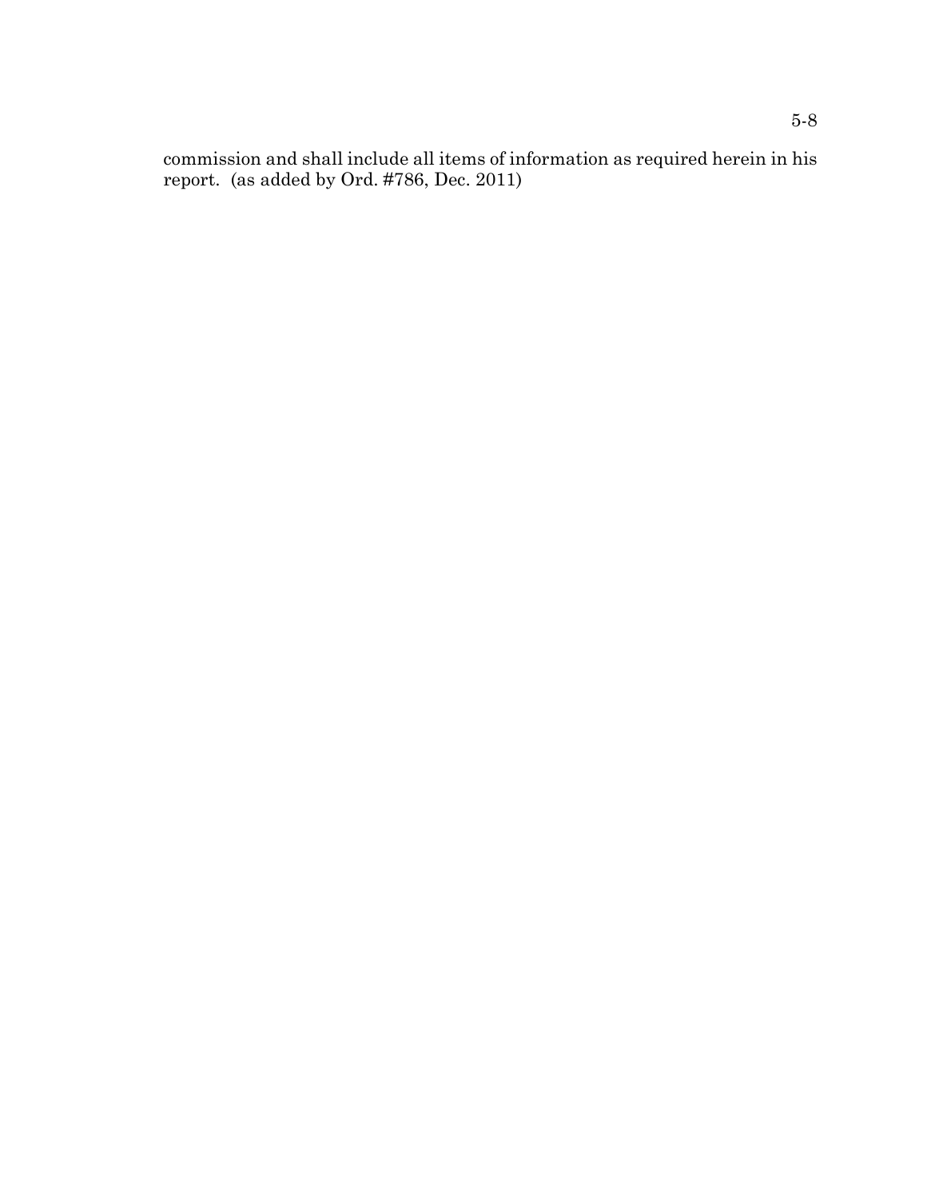commission and shall include all items of information as required herein in his report. (as added by Ord. #786, Dec. 2011)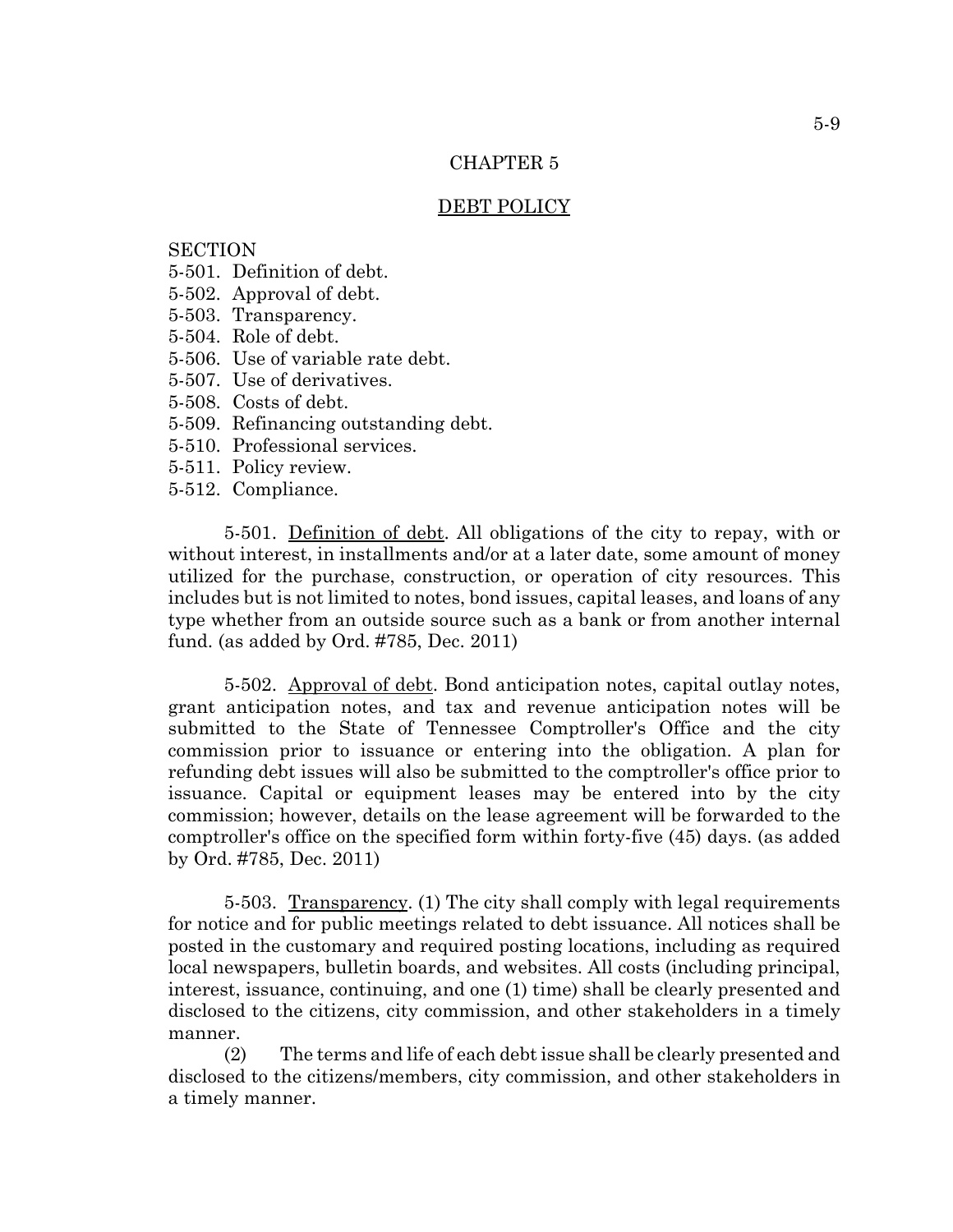# CHAPTER 5

## DEBT POLICY

SECTION
5-501. Definition of debt.
5-502. Approval of debt.
5-503. Transparency.
5-504. Role of debt.
5-506. Use of variable rate debt.
5-507. Use of derivatives.
5-508. Costs of debt.
5-509. Refinancing outstanding debt.
5-510. Professional services.
5-511. Policy review.
5-512. Compliance.

5-501. Definition of debt. All obligations of the city to repay, with or without interest, in installments and/or at a later date, some amount of money utilized for the purchase, construction, or operation of city resources. This includes but is not limited to notes, bond issues, capital leases, and loans of any type whether from an outside source such as a bank or from another internal fund. (as added by Ord. #785, Dec. 2011)

5-502. Approval of debt. Bond anticipation notes, capital outlay notes, grant anticipation notes, and tax and revenue anticipation notes will be submitted to the State of Tennessee Comptroller's Office and the city commission prior to issuance or entering into the obligation. A plan for refunding debt issues will also be submitted to the comptroller's office prior to issuance. Capital or equipment leases may be entered into by the city commission; however, details on the lease agreement will be forwarded to the comptroller's office on the specified form within forty-five (45) days. (as added by Ord. #785, Dec. 2011)

5-503. Transparency. (1) The city shall comply with legal requirements for notice and for public meetings related to debt issuance. All notices shall be posted in the customary and required posting locations, including as required local newspapers, bulletin boards, and websites. All costs (including principal, interest, issuance, continuing, and one (1) time) shall be clearly presented and disclosed to the citizens, city commission, and other stakeholders in a timely manner.

(2) The terms and life of each debt issue shall be clearly presented and disclosed to the citizens/members, city commission, and other stakeholders in a timely manner.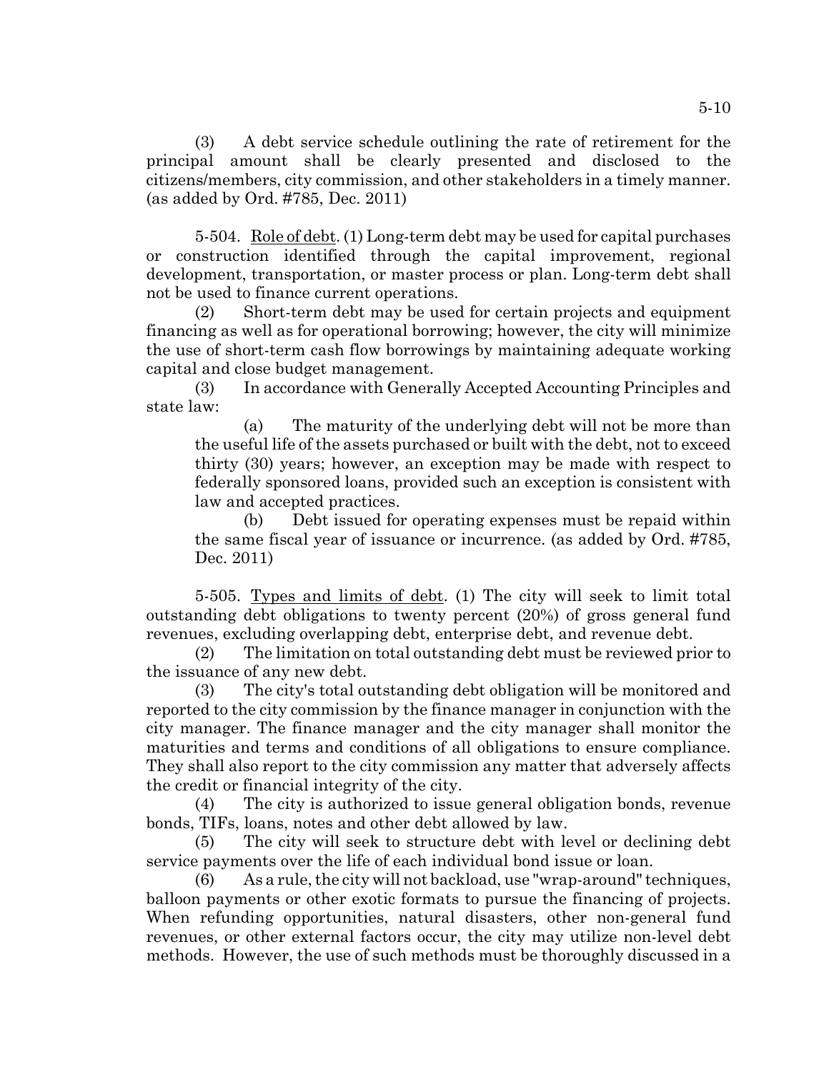(3) A debt service schedule outlining the rate of retirement for the principal amount shall be clearly presented and disclosed to the citizens/members, city commission, and other stakeholders in a timely manner. (as added by Ord. #785, Dec. 2011)

5-504. Role of debt. (1) Long-term debt may be used for capital purchases or construction identified through the capital improvement, regional development, transportation, or master process or plan. Long-term debt shall not be used to finance current operations.

(2) Short-term debt may be used for certain projects and equipment financing as well as for operational borrowing; however, the city will minimize the use of short-term cash flow borrowings by maintaining adequate working capital and close budget management.

(3) In accordance with Generally Accepted Accounting Principles and state law:

(a) The maturity of the underlying debt will not be more than the useful life of the assets purchased or built with the debt, not to exceed thirty (30) years; however, an exception may be made with respect to federally sponsored loans, provided such an exception is consistent with law and accepted practices.

(b) Debt issued for operating expenses must be repaid within the same fiscal year of issuance or incurrence. (as added by Ord. #785, Dec. 2011)

5-505. Types and limits of debt. (1) The city will seek to limit total outstanding debt obligations to twenty percent (20%) of gross general fund revenues, excluding overlapping debt, enterprise debt, and revenue debt.

(2) The limitation on total outstanding debt must be reviewed prior to the issuance of any new debt.

(3) The city's total outstanding debt obligation will be monitored and reported to the city commission by the finance manager in conjunction with the city manager. The finance manager and the city manager shall monitor the maturities and terms and conditions of all obligations to ensure compliance. They shall also report to the city commission any matter that adversely affects the credit or financial integrity of the city.

(4) The city is authorized to issue general obligation bonds, revenue bonds, TIFs, loans, notes and other debt allowed by law.

(5) The city will seek to structure debt with level or declining debt service payments over the life of each individual bond issue or loan.

(6) As a rule, the city will not backload, use "wrap-around" techniques, balloon payments or other exotic formats to pursue the financing of projects. When refunding opportunities, natural disasters, other non-general fund revenues, or other external factors occur, the city may utilize non-level debt methods. However, the use of such methods must be thoroughly discussed in a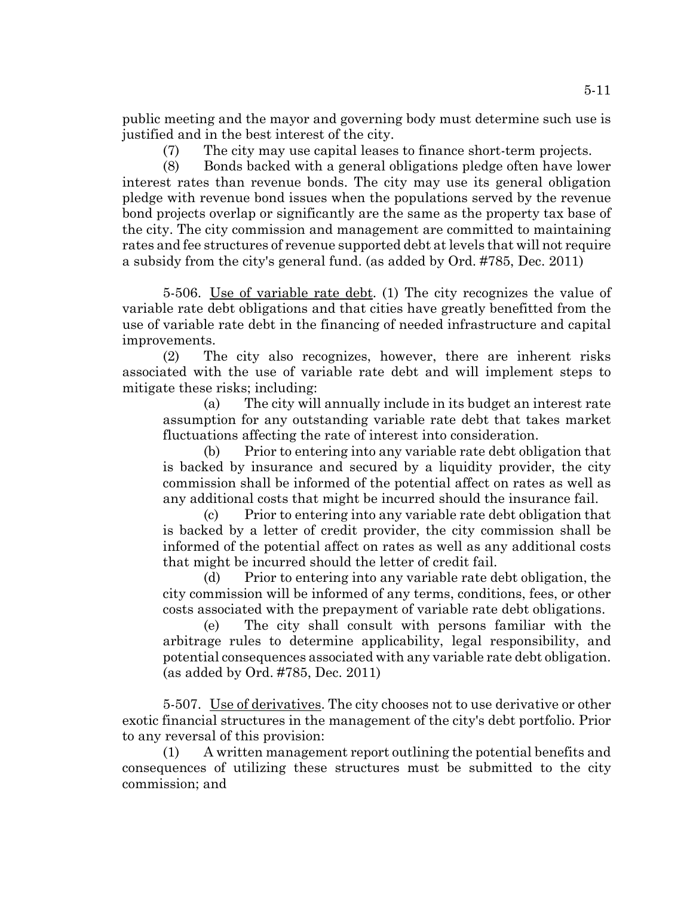public meeting and the mayor and governing body must determine such use is justified and in the best interest of the city.

(7) The city may use capital leases to finance short-term projects.

(8) Bonds backed with a general obligations pledge often have lower interest rates than revenue bonds. The city may use its general obligation pledge with revenue bond issues when the populations served by the revenue bond projects overlap or significantly are the same as the property tax base of the city. The city commission and management are committed to maintaining rates and fee structures of revenue supported debt at levels that will not require a subsidy from the city's general fund. (as added by Ord. #785, Dec. 2011)

5-506. Use of variable rate debt. (1) The city recognizes the value of variable rate debt obligations and that cities have greatly benefitted from the use of variable rate debt in the financing of needed infrastructure and capital improvements.

(2) The city also recognizes, however, there are inherent risks associated with the use of variable rate debt and will implement steps to mitigate these risks; including:

(a) The city will annually include in its budget an interest rate assumption for any outstanding variable rate debt that takes market fluctuations affecting the rate of interest into consideration.

(b) Prior to entering into any variable rate debt obligation that is backed by insurance and secured by a liquidity provider, the city commission shall be informed of the potential affect on rates as well as any additional costs that might be incurred should the insurance fail.

(c) Prior to entering into any variable rate debt obligation that is backed by a letter of credit provider, the city commission shall be informed of the potential affect on rates as well as any additional costs that might be incurred should the letter of credit fail.

(d) Prior to entering into any variable rate debt obligation, the city commission will be informed of any terms, conditions, fees, or other costs associated with the prepayment of variable rate debt obligations.

(e) The city shall consult with persons familiar with the arbitrage rules to determine applicability, legal responsibility, and potential consequences associated with any variable rate debt obligation. (as added by Ord. #785, Dec. 2011)

5-507. Use of derivatives. The city chooses not to use derivative or other exotic financial structures in the management of the city's debt portfolio. Prior to any reversal of this provision:

(1) A written management report outlining the potential benefits and consequences of utilizing these structures must be submitted to the city commission; and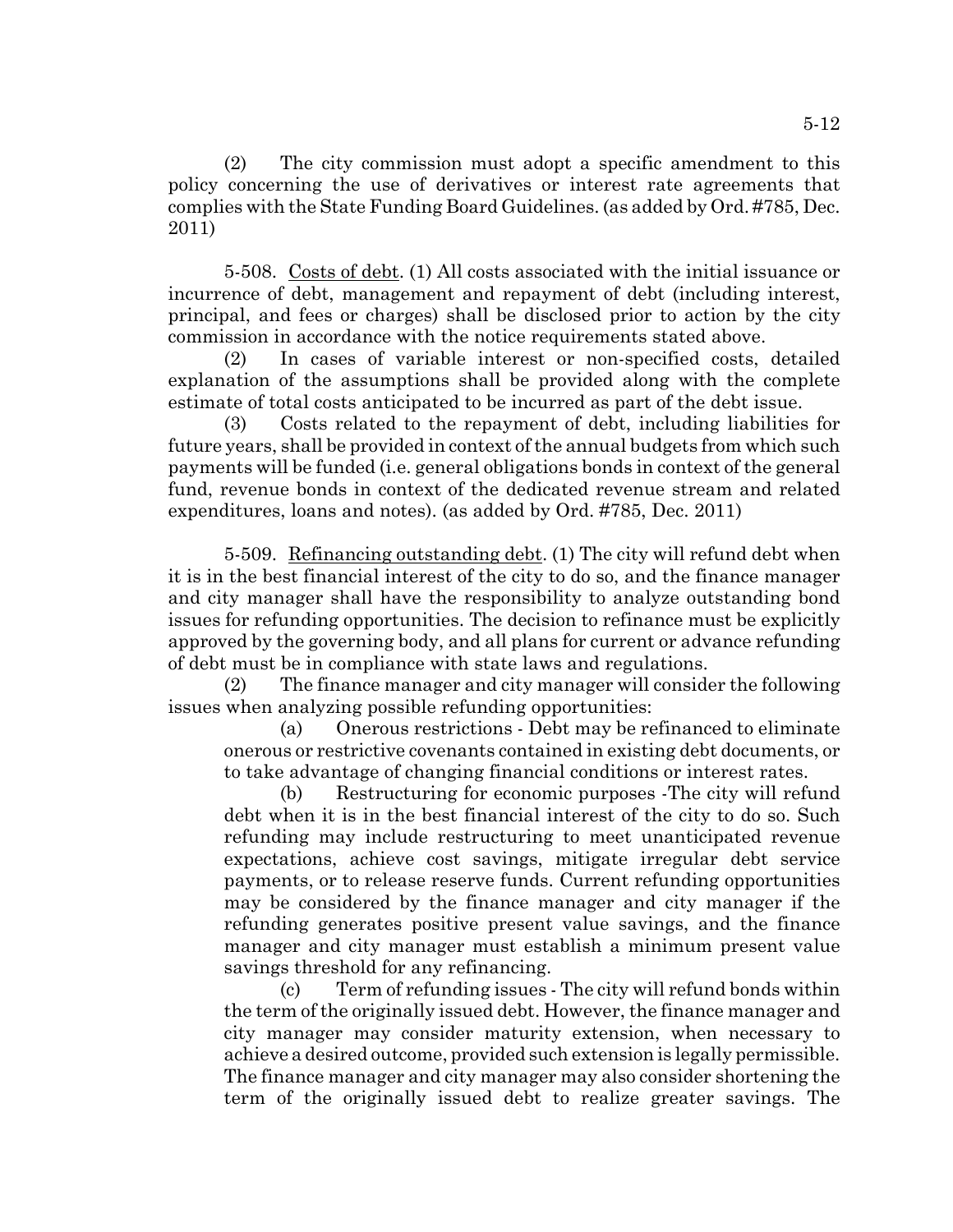(2) The city commission must adopt a specific amendment to this policy concerning the use of derivatives or interest rate agreements that complies with the State Funding Board Guidelines. (as added by Ord. #785, Dec. 2011)

5-508. Costs of debt. (1) All costs associated with the initial issuance or incurrence of debt, management and repayment of debt (including interest, principal, and fees or charges) shall be disclosed prior to action by the city commission in accordance with the notice requirements stated above.

(2) In cases of variable interest or non-specified costs, detailed explanation of the assumptions shall be provided along with the complete estimate of total costs anticipated to be incurred as part of the debt issue.

(3) Costs related to the repayment of debt, including liabilities for future years, shall be provided in context of the annual budgets from which such payments will be funded (i.e. general obligations bonds in context of the general fund, revenue bonds in context of the dedicated revenue stream and related expenditures, loans and notes). (as added by Ord. #785, Dec. 2011)

5-509. Refinancing outstanding debt. (1) The city will refund debt when it is in the best financial interest of the city to do so, and the finance manager and city manager shall have the responsibility to analyze outstanding bond issues for refunding opportunities. The decision to refinance must be explicitly approved by the governing body, and all plans for current or advance refunding of debt must be in compliance with state laws and regulations.

(2) The finance manager and city manager will consider the following issues when analyzing possible refunding opportunities:

(a) Onerous restrictions - Debt may be refinanced to eliminate onerous or restrictive covenants contained in existing debt documents, or to take advantage of changing financial conditions or interest rates.

(b) Restructuring for economic purposes -The city will refund debt when it is in the best financial interest of the city to do so. Such refunding may include restructuring to meet unanticipated revenue expectations, achieve cost savings, mitigate irregular debt service payments, or to release reserve funds. Current refunding opportunities may be considered by the finance manager and city manager if the refunding generates positive present value savings, and the finance manager and city manager must establish a minimum present value savings threshold for any refinancing.

(c) Term of refunding issues - The city will refund bonds within the term of the originally issued debt. However, the finance manager and city manager may consider maturity extension, when necessary to achieve a desired outcome, provided such extension is legally permissible. The finance manager and city manager may also consider shortening the term of the originally issued debt to realize greater savings. The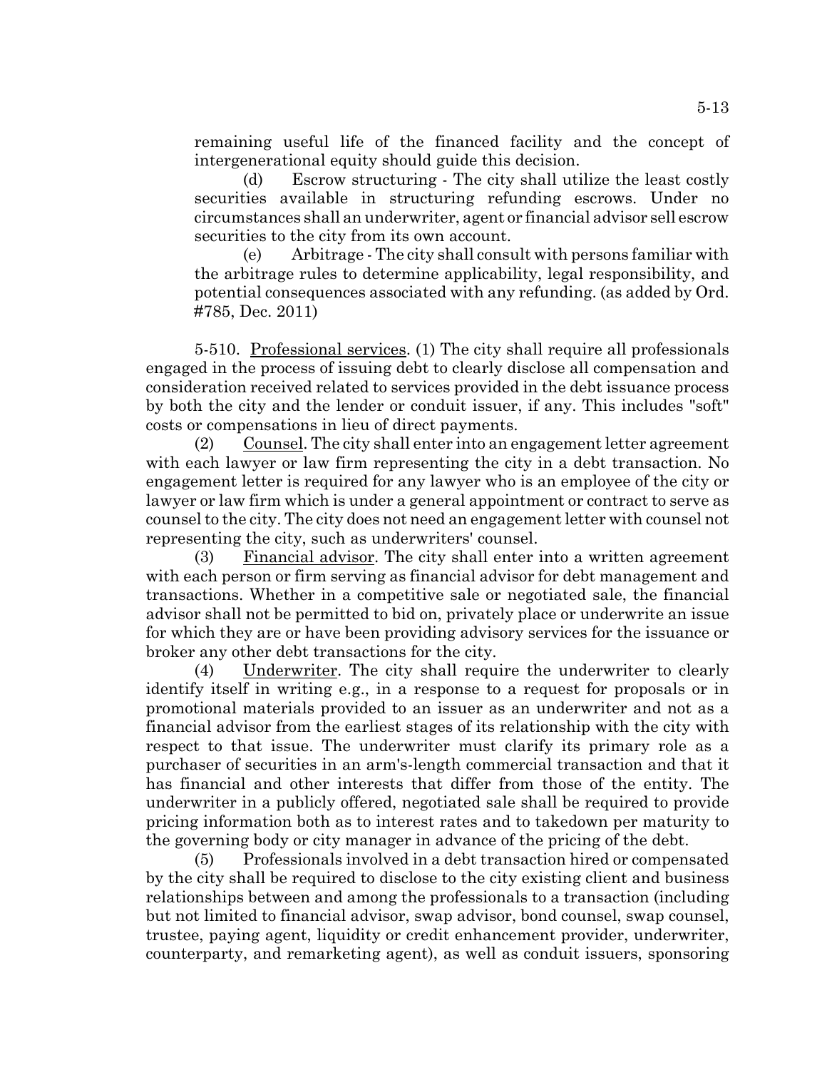remaining useful life of the financed facility and the concept of intergenerational equity should guide this decision.

(d) Escrow structuring - The city shall utilize the least costly securities available in structuring refunding escrows. Under no circumstances shall an underwriter, agent or financial advisor sell escrow securities to the city from its own account.

(e) Arbitrage - The city shall consult with persons familiar with the arbitrage rules to determine applicability, legal responsibility, and potential consequences associated with any refunding. (as added by Ord. #785, Dec. 2011)

5-510. Professional services. (1) The city shall require all professionals engaged in the process of issuing debt to clearly disclose all compensation and consideration received related to services provided in the debt issuance process by both the city and the lender or conduit issuer, if any. This includes "soft" costs or compensations in lieu of direct payments.

(2) Counsel. The city shall enter into an engagement letter agreement with each lawyer or law firm representing the city in a debt transaction. No engagement letter is required for any lawyer who is an employee of the city or lawyer or law firm which is under a general appointment or contract to serve as counsel to the city. The city does not need an engagement letter with counsel not representing the city, such as underwriters' counsel.

(3) Financial advisor. The city shall enter into a written agreement with each person or firm serving as financial advisor for debt management and transactions. Whether in a competitive sale or negotiated sale, the financial advisor shall not be permitted to bid on, privately place or underwrite an issue for which they are or have been providing advisory services for the issuance or broker any other debt transactions for the city.

(4) Underwriter. The city shall require the underwriter to clearly identify itself in writing e.g., in a response to a request for proposals or in promotional materials provided to an issuer as an underwriter and not as a financial advisor from the earliest stages of its relationship with the city with respect to that issue. The underwriter must clarify its primary role as a purchaser of securities in an arm's-length commercial transaction and that it has financial and other interests that differ from those of the entity. The underwriter in a publicly offered, negotiated sale shall be required to provide pricing information both as to interest rates and to takedown per maturity to the governing body or city manager in advance of the pricing of the debt.

(5) Professionals involved in a debt transaction hired or compensated by the city shall be required to disclose to the city existing client and business relationships between and among the professionals to a transaction (including but not limited to financial advisor, swap advisor, bond counsel, swap counsel, trustee, paying agent, liquidity or credit enhancement provider, underwriter, counterparty, and remarketing agent), as well as conduit issuers, sponsoring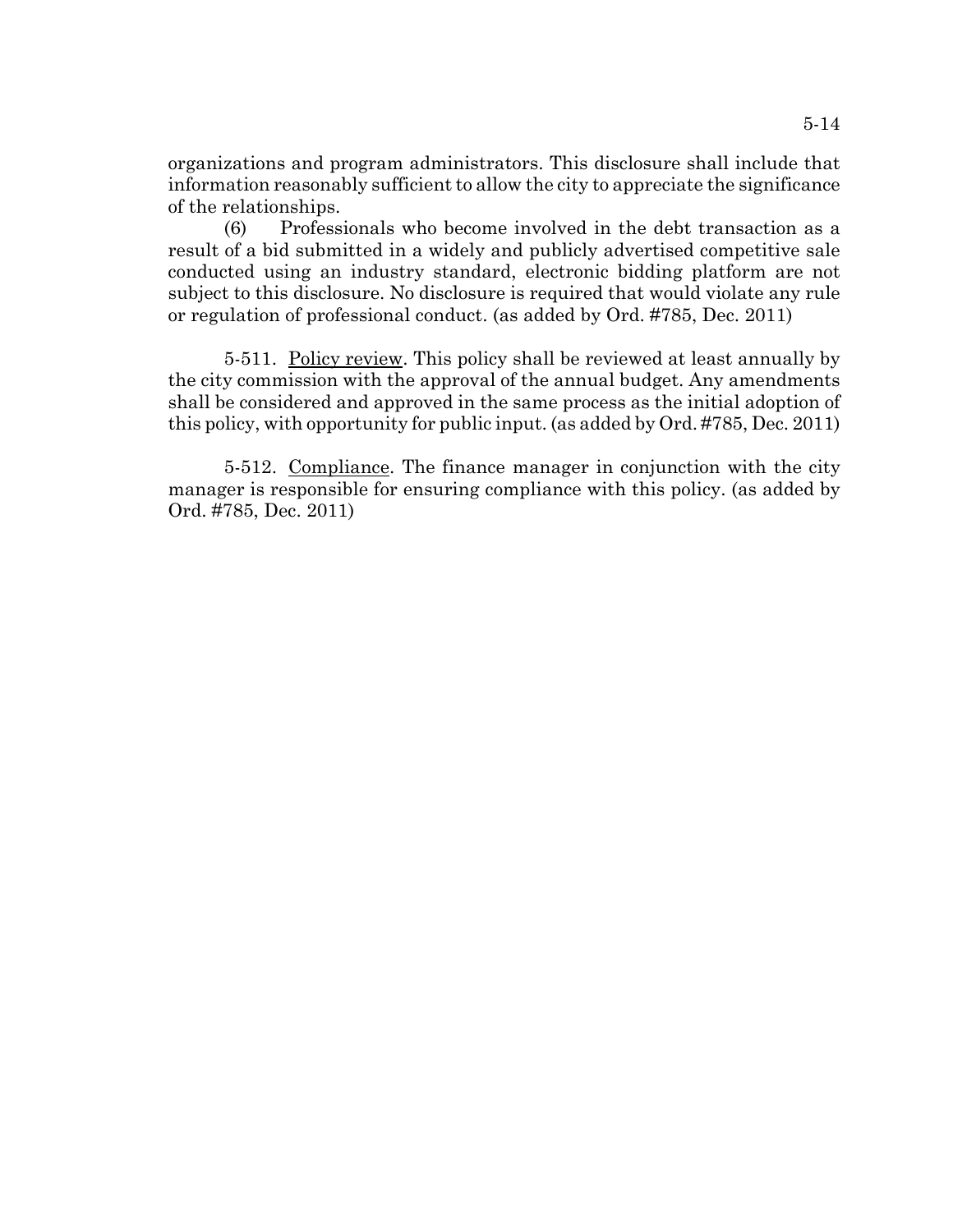organizations and program administrators. This disclosure shall include that information reasonably sufficient to allow the city to appreciate the significance of the relationships.

(6) Professionals who become involved in the debt transaction as a result of a bid submitted in a widely and publicly advertised competitive sale conducted using an industry standard, electronic bidding platform are not subject to this disclosure. No disclosure is required that would violate any rule or regulation of professional conduct. (as added by Ord. #785, Dec. 2011)

5-511. Policy review. This policy shall be reviewed at least annually by the city commission with the approval of the annual budget. Any amendments shall be considered and approved in the same process as the initial adoption of this policy, with opportunity for public input. (as added by Ord. #785, Dec. 2011)

5-512. Compliance. The finance manager in conjunction with the city manager is responsible for ensuring compliance with this policy. (as added by Ord. #785, Dec. 2011)